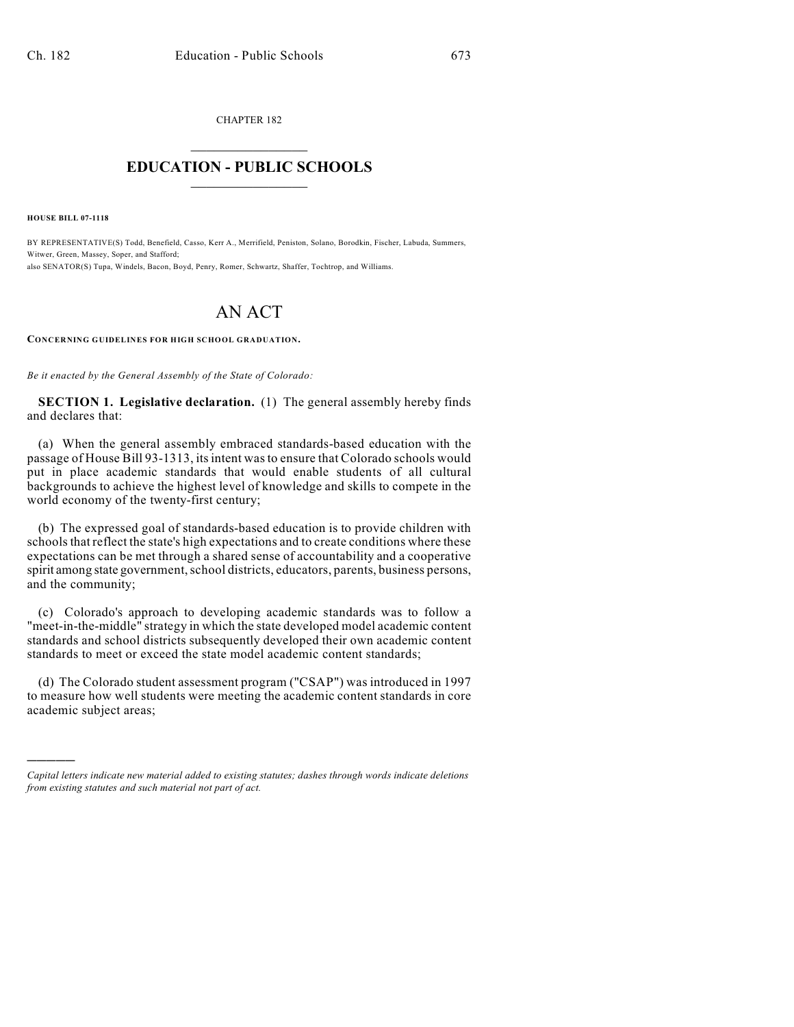CHAPTER 182

# EDUCATION - PUBLIC SCHOOLS

**HOUSE BILL 07-1118**

BY REPRESENTATIVE(S) Todd, Benefield, Casso, Kerr A., Merrifield, Peniston, Solano, Borodkin, Fischer, Labuda, Summers, Witwer, Green, Massey, Soper, and Stafford;
also SENATOR(S) Tupa, Windels, Bacon, Boyd, Penry, Romer, Schwartz, Shaffer, Tochtrop, and Williams.

# AN ACT

**CONCERNING GUIDELINES FOR HIGH SCHOOL GRADUATION.**

*Be it enacted by the General Assembly of the State of Colorado:*

**SECTION 1. Legislative declaration.** (1) The general assembly hereby finds and declares that:

(a) When the general assembly embraced standards-based education with the passage of House Bill 93-1313, its intent was to ensure that Colorado schools would put in place academic standards that would enable students of all cultural backgrounds to achieve the highest level of knowledge and skills to compete in the world economy of the twenty-first century;

(b) The expressed goal of standards-based education is to provide children with schools that reflect the state's high expectations and to create conditions where these expectations can be met through a shared sense of accountability and a cooperative spirit among state government, school districts, educators, parents, business persons, and the community;

(c) Colorado's approach to developing academic standards was to follow a "meet-in-the-middle" strategy in which the state developed model academic content standards and school districts subsequently developed their own academic content standards to meet or exceed the state model academic content standards;

(d) The Colorado student assessment program ("CSAP") was introduced in 1997 to measure how well students were meeting the academic content standards in core academic subject areas;

*Capital letters indicate new material added to existing statutes; dashes through words indicate deletions from existing statutes and such material not part of act.*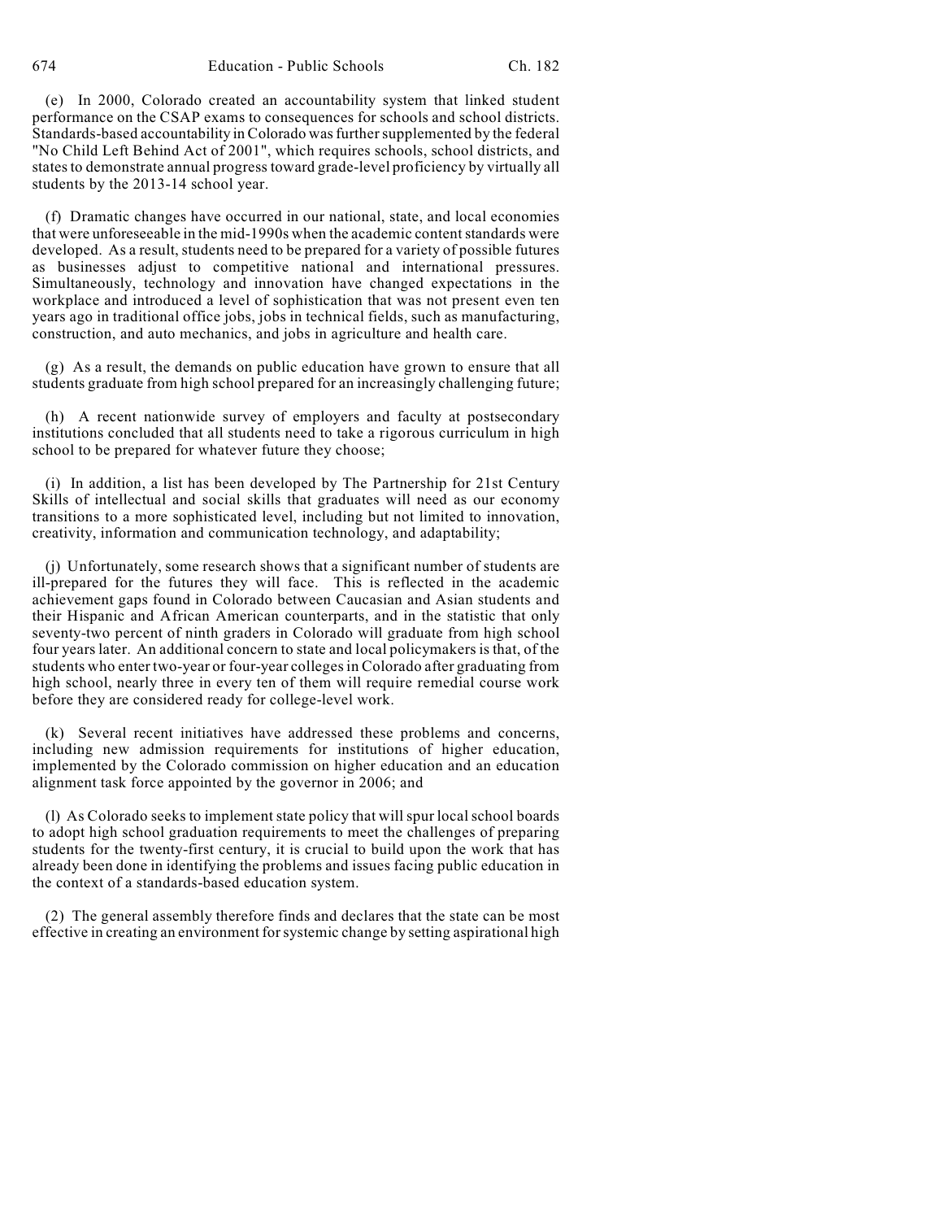(e) In 2000, Colorado created an accountability system that linked student performance on the CSAP exams to consequences for schools and school districts. Standards-based accountability in Colorado was further supplemented by the federal "No Child Left Behind Act of 2001", which requires schools, school districts, and states to demonstrate annual progress toward grade-level proficiency by virtually all students by the 2013-14 school year.

(f) Dramatic changes have occurred in our national, state, and local economies that were unforeseeable in the mid-1990s when the academic content standards were developed. As a result, students need to be prepared for a variety of possible futures as businesses adjust to competitive national and international pressures. Simultaneously, technology and innovation have changed expectations in the workplace and introduced a level of sophistication that was not present even ten years ago in traditional office jobs, jobs in technical fields, such as manufacturing, construction, and auto mechanics, and jobs in agriculture and health care.

(g) As a result, the demands on public education have grown to ensure that all students graduate from high school prepared for an increasingly challenging future;

(h) A recent nationwide survey of employers and faculty at postsecondary institutions concluded that all students need to take a rigorous curriculum in high school to be prepared for whatever future they choose;

(i) In addition, a list has been developed by The Partnership for 21st Century Skills of intellectual and social skills that graduates will need as our economy transitions to a more sophisticated level, including but not limited to innovation, creativity, information and communication technology, and adaptability;

(j) Unfortunately, some research shows that a significant number of students are ill-prepared for the futures they will face. This is reflected in the academic achievement gaps found in Colorado between Caucasian and Asian students and their Hispanic and African American counterparts, and in the statistic that only seventy-two percent of ninth graders in Colorado will graduate from high school four years later. An additional concern to state and local policymakers is that, of the students who enter two-year or four-year colleges in Colorado after graduating from high school, nearly three in every ten of them will require remedial course work before they are considered ready for college-level work.

(k) Several recent initiatives have addressed these problems and concerns, including new admission requirements for institutions of higher education, implemented by the Colorado commission on higher education and an education alignment task force appointed by the governor in 2006; and

(l) As Colorado seeks to implement state policy that will spur local school boards to adopt high school graduation requirements to meet the challenges of preparing students for the twenty-first century, it is crucial to build upon the work that has already been done in identifying the problems and issues facing public education in the context of a standards-based education system.

(2) The general assembly therefore finds and declares that the state can be most effective in creating an environment for systemic change by setting aspirational high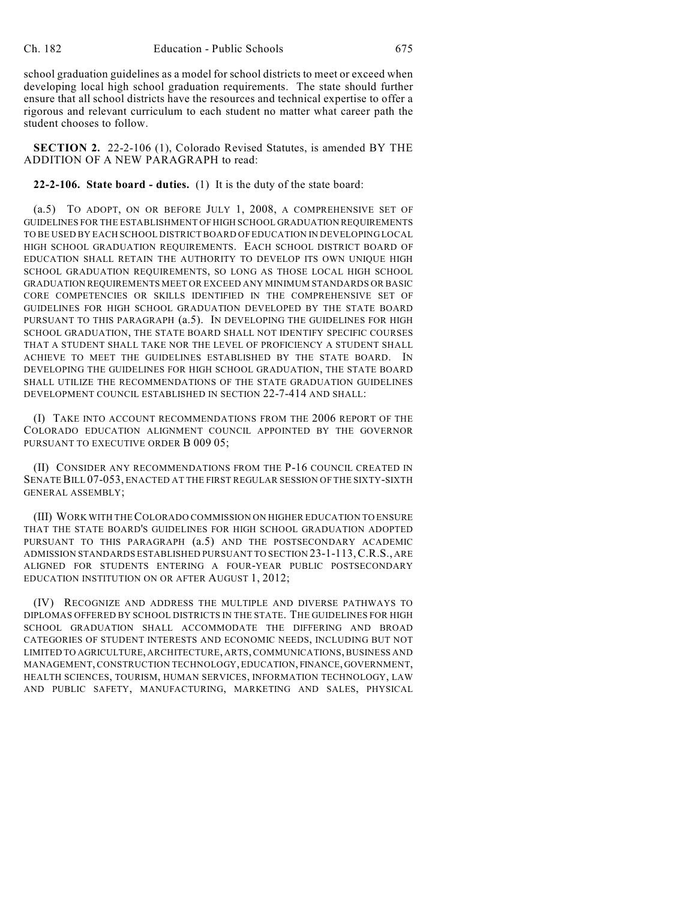school graduation guidelines as a model for school districts to meet or exceed when developing local high school graduation requirements. The state should further ensure that all school districts have the resources and technical expertise to offer a rigorous and relevant curriculum to each student no matter what career path the student chooses to follow.

**SECTION 2.** 22-2-106 (1), Colorado Revised Statutes, is amended BY THE ADDITION OF A NEW PARAGRAPH to read:

**22-2-106. State board - duties.** (1) It is the duty of the state board:

(a.5) TO ADOPT, ON OR BEFORE JULY 1, 2008, A COMPREHENSIVE SET OF GUIDELINES FOR THE ESTABLISHMENT OF HIGH SCHOOL GRADUATION REQUIREMENTS TO BE USED BY EACH SCHOOL DISTRICT BOARD OF EDUCATION IN DEVELOPING LOCAL HIGH SCHOOL GRADUATION REQUIREMENTS. EACH SCHOOL DISTRICT BOARD OF EDUCATION SHALL RETAIN THE AUTHORITY TO DEVELOP ITS OWN UNIQUE HIGH SCHOOL GRADUATION REQUIREMENTS, SO LONG AS THOSE LOCAL HIGH SCHOOL GRADUATION REQUIREMENTS MEET OR EXCEED ANY MINIMUM STANDARDS OR BASIC CORE COMPETENCIES OR SKILLS IDENTIFIED IN THE COMPREHENSIVE SET OF GUIDELINES FOR HIGH SCHOOL GRADUATION DEVELOPED BY THE STATE BOARD PURSUANT TO THIS PARAGRAPH (a.5). IN DEVELOPING THE GUIDELINES FOR HIGH SCHOOL GRADUATION, THE STATE BOARD SHALL NOT IDENTIFY SPECIFIC COURSES THAT A STUDENT SHALL TAKE NOR THE LEVEL OF PROFICIENCY A STUDENT SHALL ACHIEVE TO MEET THE GUIDELINES ESTABLISHED BY THE STATE BOARD. IN DEVELOPING THE GUIDELINES FOR HIGH SCHOOL GRADUATION, THE STATE BOARD SHALL UTILIZE THE RECOMMENDATIONS OF THE STATE GRADUATION GUIDELINES DEVELOPMENT COUNCIL ESTABLISHED IN SECTION 22-7-414 AND SHALL:

(I) TAKE INTO ACCOUNT RECOMMENDATIONS FROM THE 2006 REPORT OF THE COLORADO EDUCATION ALIGNMENT COUNCIL APPOINTED BY THE GOVERNOR PURSUANT TO EXECUTIVE ORDER B 009 05;

(II) CONSIDER ANY RECOMMENDATIONS FROM THE P-16 COUNCIL CREATED IN SENATE BILL 07-053, ENACTED AT THE FIRST REGULAR SESSION OF THE SIXTY-SIXTH GENERAL ASSEMBLY;

(III) WORK WITH THE COLORADO COMMISSION ON HIGHER EDUCATION TO ENSURE THAT THE STATE BOARD'S GUIDELINES FOR HIGH SCHOOL GRADUATION ADOPTED PURSUANT TO THIS PARAGRAPH (a.5) AND THE POSTSECONDARY ACADEMIC ADMISSION STANDARDS ESTABLISHED PURSUANT TO SECTION 23-1-113, C.R.S., ARE ALIGNED FOR STUDENTS ENTERING A FOUR-YEAR PUBLIC POSTSECONDARY EDUCATION INSTITUTION ON OR AFTER AUGUST 1, 2012;

(IV) RECOGNIZE AND ADDRESS THE MULTIPLE AND DIVERSE PATHWAYS TO DIPLOMAS OFFERED BY SCHOOL DISTRICTS IN THE STATE. THE GUIDELINES FOR HIGH SCHOOL GRADUATION SHALL ACCOMMODATE THE DIFFERING AND BROAD CATEGORIES OF STUDENT INTERESTS AND ECONOMIC NEEDS, INCLUDING BUT NOT LIMITED TO AGRICULTURE, ARCHITECTURE, ARTS, COMMUNICATIONS, BUSINESS AND MANAGEMENT, CONSTRUCTION TECHNOLOGY, EDUCATION, FINANCE, GOVERNMENT, HEALTH SCIENCES, TOURISM, HUMAN SERVICES, INFORMATION TECHNOLOGY, LAW AND PUBLIC SAFETY, MANUFACTURING, MARKETING AND SALES, PHYSICAL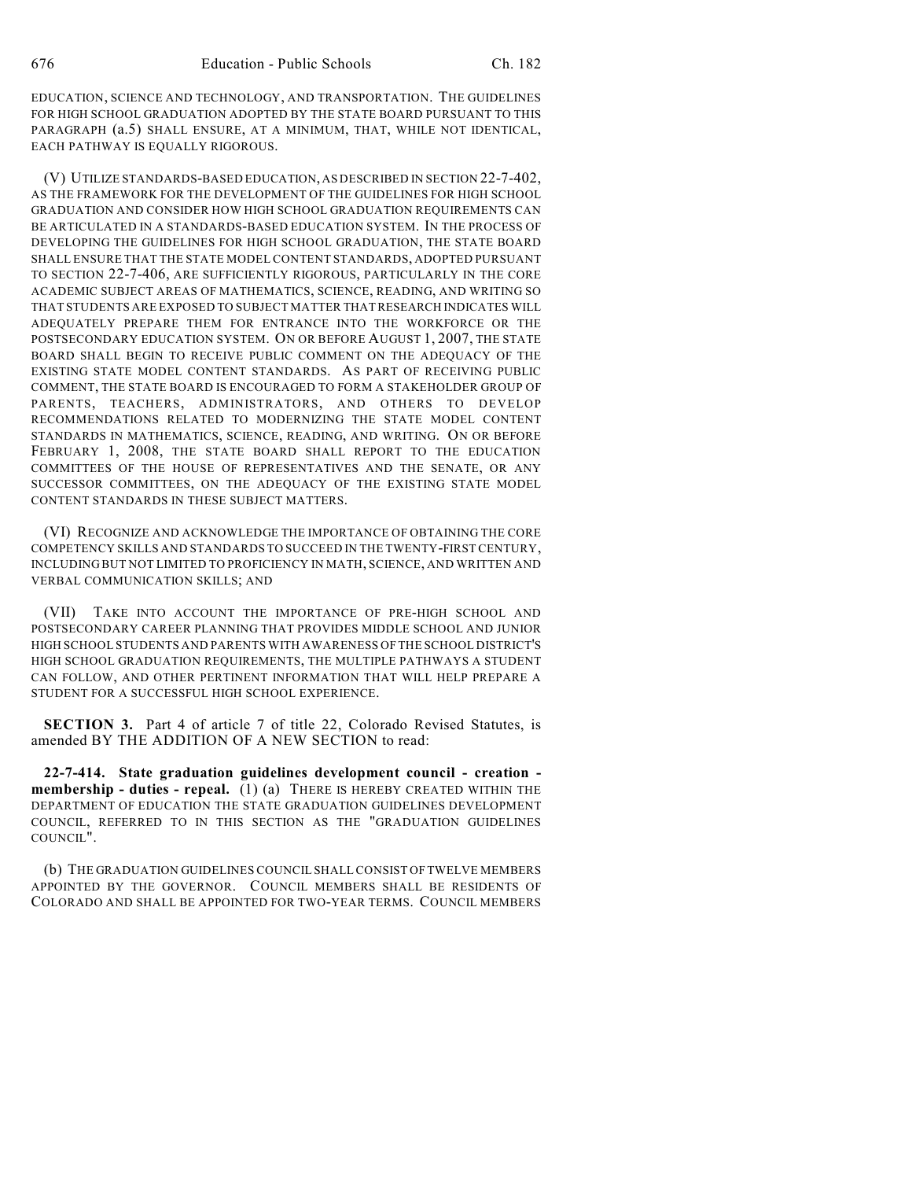EDUCATION, SCIENCE AND TECHNOLOGY, AND TRANSPORTATION. THE GUIDELINES FOR HIGH SCHOOL GRADUATION ADOPTED BY THE STATE BOARD PURSUANT TO THIS PARAGRAPH (a.5) SHALL ENSURE, AT A MINIMUM, THAT, WHILE NOT IDENTICAL, EACH PATHWAY IS EQUALLY RIGOROUS.

(V) UTILIZE STANDARDS-BASED EDUCATION, AS DESCRIBED IN SECTION 22-7-402, AS THE FRAMEWORK FOR THE DEVELOPMENT OF THE GUIDELINES FOR HIGH SCHOOL GRADUATION AND CONSIDER HOW HIGH SCHOOL GRADUATION REQUIREMENTS CAN BE ARTICULATED IN A STANDARDS-BASED EDUCATION SYSTEM. IN THE PROCESS OF DEVELOPING THE GUIDELINES FOR HIGH SCHOOL GRADUATION, THE STATE BOARD SHALL ENSURE THAT THE STATE MODEL CONTENT STANDARDS, ADOPTED PURSUANT TO SECTION 22-7-406, ARE SUFFICIENTLY RIGOROUS, PARTICULARLY IN THE CORE ACADEMIC SUBJECT AREAS OF MATHEMATICS, SCIENCE, READING, AND WRITING SO THAT STUDENTS ARE EXPOSED TO SUBJECT MATTER THAT RESEARCH INDICATES WILL ADEQUATELY PREPARE THEM FOR ENTRANCE INTO THE WORKFORCE OR THE POSTSECONDARY EDUCATION SYSTEM. ON OR BEFORE AUGUST 1, 2007, THE STATE BOARD SHALL BEGIN TO RECEIVE PUBLIC COMMENT ON THE ADEQUACY OF THE EXISTING STATE MODEL CONTENT STANDARDS. AS PART OF RECEIVING PUBLIC COMMENT, THE STATE BOARD IS ENCOURAGED TO FORM A STAKEHOLDER GROUP OF PARENTS, TEACHERS, ADMINISTRATORS, AND OTHERS TO DEVELOP RECOMMENDATIONS RELATED TO MODERNIZING THE STATE MODEL CONTENT STANDARDS IN MATHEMATICS, SCIENCE, READING, AND WRITING. ON OR BEFORE FEBRUARY 1, 2008, THE STATE BOARD SHALL REPORT TO THE EDUCATION COMMITTEES OF THE HOUSE OF REPRESENTATIVES AND THE SENATE, OR ANY SUCCESSOR COMMITTEES, ON THE ADEQUACY OF THE EXISTING STATE MODEL CONTENT STANDARDS IN THESE SUBJECT MATTERS.

(VI) RECOGNIZE AND ACKNOWLEDGE THE IMPORTANCE OF OBTAINING THE CORE COMPETENCY SKILLS AND STANDARDS TO SUCCEED IN THE TWENTY-FIRST CENTURY, INCLUDING BUT NOT LIMITED TO PROFICIENCY IN MATH, SCIENCE, AND WRITTEN AND VERBAL COMMUNICATION SKILLS; AND

(VII) TAKE INTO ACCOUNT THE IMPORTANCE OF PRE-HIGH SCHOOL AND POSTSECONDARY CAREER PLANNING THAT PROVIDES MIDDLE SCHOOL AND JUNIOR HIGH SCHOOL STUDENTS AND PARENTS WITH AWARENESS OF THE SCHOOL DISTRICT'S HIGH SCHOOL GRADUATION REQUIREMENTS, THE MULTIPLE PATHWAYS A STUDENT CAN FOLLOW, AND OTHER PERTINENT INFORMATION THAT WILL HELP PREPARE A STUDENT FOR A SUCCESSFUL HIGH SCHOOL EXPERIENCE.

**SECTION 3.** Part 4 of article 7 of title 22, Colorado Revised Statutes, is amended BY THE ADDITION OF A NEW SECTION to read:

**22-7-414. State graduation guidelines development council - creation - membership - duties - repeal.** (1) (a) THERE IS HEREBY CREATED WITHIN THE DEPARTMENT OF EDUCATION THE STATE GRADUATION GUIDELINES DEVELOPMENT COUNCIL, REFERRED TO IN THIS SECTION AS THE "GRADUATION GUIDELINES COUNCIL".

(b) THE GRADUATION GUIDELINES COUNCIL SHALL CONSIST OF TWELVE MEMBERS APPOINTED BY THE GOVERNOR. COUNCIL MEMBERS SHALL BE RESIDENTS OF COLORADO AND SHALL BE APPOINTED FOR TWO-YEAR TERMS. COUNCIL MEMBERS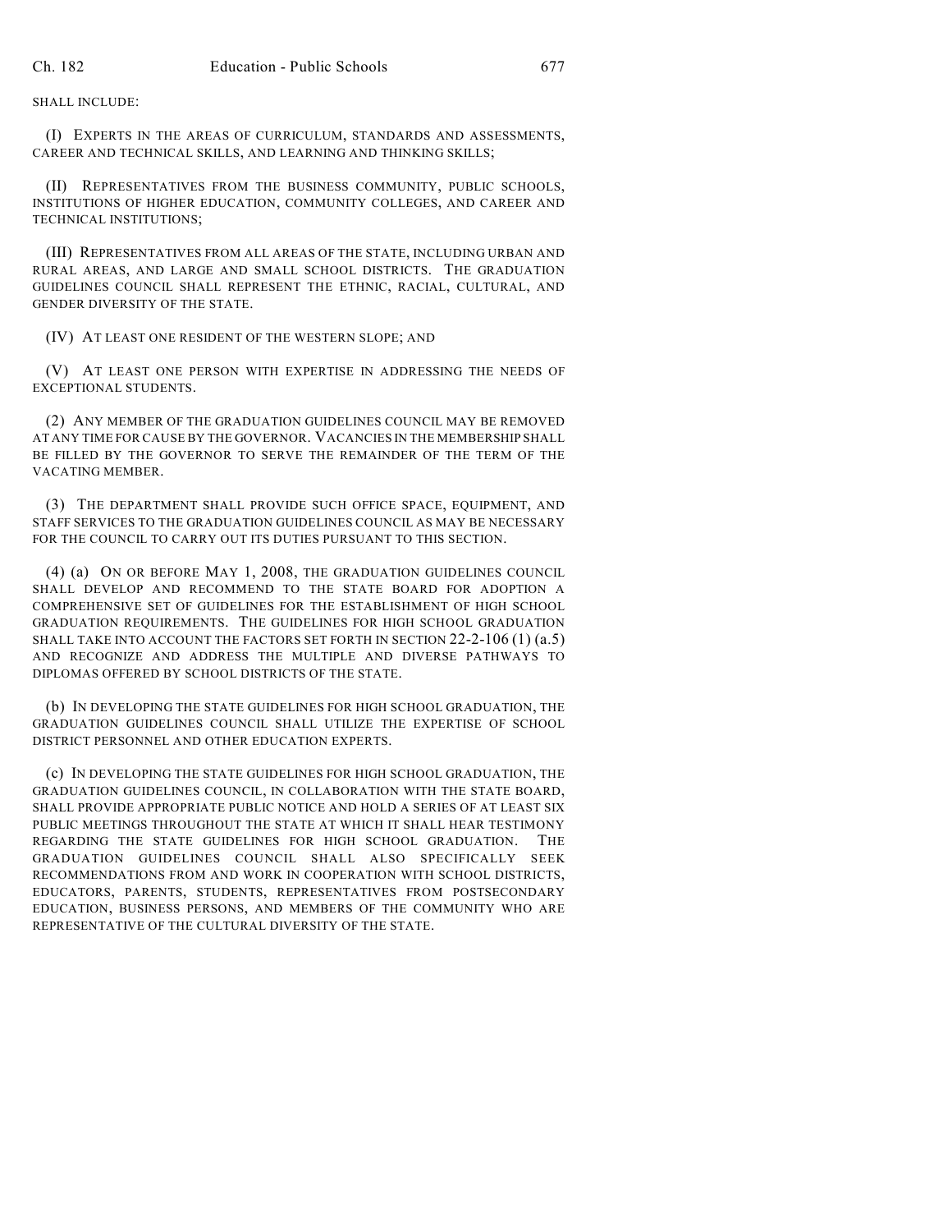SHALL INCLUDE:

(I) EXPERTS IN THE AREAS OF CURRICULUM, STANDARDS AND ASSESSMENTS, CAREER AND TECHNICAL SKILLS, AND LEARNING AND THINKING SKILLS;

(II) REPRESENTATIVES FROM THE BUSINESS COMMUNITY, PUBLIC SCHOOLS, INSTITUTIONS OF HIGHER EDUCATION, COMMUNITY COLLEGES, AND CAREER AND TECHNICAL INSTITUTIONS;

(III) REPRESENTATIVES FROM ALL AREAS OF THE STATE, INCLUDING URBAN AND RURAL AREAS, AND LARGE AND SMALL SCHOOL DISTRICTS. THE GRADUATION GUIDELINES COUNCIL SHALL REPRESENT THE ETHNIC, RACIAL, CULTURAL, AND GENDER DIVERSITY OF THE STATE.

(IV) AT LEAST ONE RESIDENT OF THE WESTERN SLOPE; AND

(V) AT LEAST ONE PERSON WITH EXPERTISE IN ADDRESSING THE NEEDS OF EXCEPTIONAL STUDENTS.

(2) ANY MEMBER OF THE GRADUATION GUIDELINES COUNCIL MAY BE REMOVED AT ANY TIME FOR CAUSE BY THE GOVERNOR. VACANCIES IN THE MEMBERSHIP SHALL BE FILLED BY THE GOVERNOR TO SERVE THE REMAINDER OF THE TERM OF THE VACATING MEMBER.

(3) THE DEPARTMENT SHALL PROVIDE SUCH OFFICE SPACE, EQUIPMENT, AND STAFF SERVICES TO THE GRADUATION GUIDELINES COUNCIL AS MAY BE NECESSARY FOR THE COUNCIL TO CARRY OUT ITS DUTIES PURSUANT TO THIS SECTION.

(4) (a) ON OR BEFORE MAY 1, 2008, THE GRADUATION GUIDELINES COUNCIL SHALL DEVELOP AND RECOMMEND TO THE STATE BOARD FOR ADOPTION A COMPREHENSIVE SET OF GUIDELINES FOR THE ESTABLISHMENT OF HIGH SCHOOL GRADUATION REQUIREMENTS. THE GUIDELINES FOR HIGH SCHOOL GRADUATION SHALL TAKE INTO ACCOUNT THE FACTORS SET FORTH IN SECTION 22-2-106 (1) (a.5) AND RECOGNIZE AND ADDRESS THE MULTIPLE AND DIVERSE PATHWAYS TO DIPLOMAS OFFERED BY SCHOOL DISTRICTS OF THE STATE.

(b) IN DEVELOPING THE STATE GUIDELINES FOR HIGH SCHOOL GRADUATION, THE GRADUATION GUIDELINES COUNCIL SHALL UTILIZE THE EXPERTISE OF SCHOOL DISTRICT PERSONNEL AND OTHER EDUCATION EXPERTS.

(c) IN DEVELOPING THE STATE GUIDELINES FOR HIGH SCHOOL GRADUATION, THE GRADUATION GUIDELINES COUNCIL, IN COLLABORATION WITH THE STATE BOARD, SHALL PROVIDE APPROPRIATE PUBLIC NOTICE AND HOLD A SERIES OF AT LEAST SIX PUBLIC MEETINGS THROUGHOUT THE STATE AT WHICH IT SHALL HEAR TESTIMONY REGARDING THE STATE GUIDELINES FOR HIGH SCHOOL GRADUATION. THE GRADUATION GUIDELINES COUNCIL SHALL ALSO SPECIFICALLY SEEK RECOMMENDATIONS FROM AND WORK IN COOPERATION WITH SCHOOL DISTRICTS, EDUCATORS, PARENTS, STUDENTS, REPRESENTATIVES FROM POSTSECONDARY EDUCATION, BUSINESS PERSONS, AND MEMBERS OF THE COMMUNITY WHO ARE REPRESENTATIVE OF THE CULTURAL DIVERSITY OF THE STATE.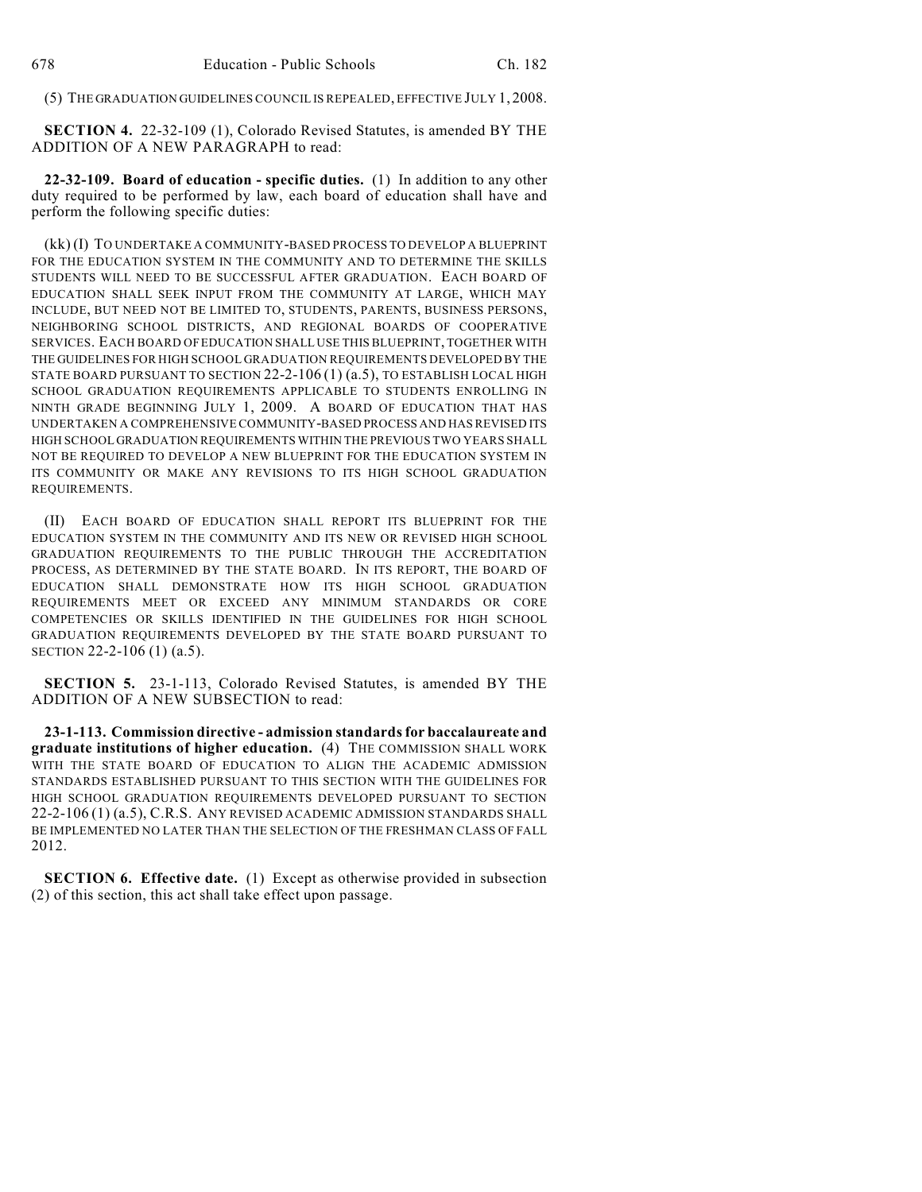(5) THE GRADUATION GUIDELINES COUNCIL IS REPEALED, EFFECTIVE JULY 1, 2008.

**SECTION 4.** 22-32-109 (1), Colorado Revised Statutes, is amended BY THE ADDITION OF A NEW PARAGRAPH to read:

**22-32-109. Board of education - specific duties.** (1) In addition to any other duty required to be performed by law, each board of education shall have and perform the following specific duties:

(kk) (I) TO UNDERTAKE A COMMUNITY-BASED PROCESS TO DEVELOP A BLUEPRINT FOR THE EDUCATION SYSTEM IN THE COMMUNITY AND TO DETERMINE THE SKILLS STUDENTS WILL NEED TO BE SUCCESSFUL AFTER GRADUATION. EACH BOARD OF EDUCATION SHALL SEEK INPUT FROM THE COMMUNITY AT LARGE, WHICH MAY INCLUDE, BUT NEED NOT BE LIMITED TO, STUDENTS, PARENTS, BUSINESS PERSONS, NEIGHBORING SCHOOL DISTRICTS, AND REGIONAL BOARDS OF COOPERATIVE SERVICES. EACH BOARD OF EDUCATION SHALL USE THIS BLUEPRINT, TOGETHER WITH THE GUIDELINES FOR HIGH SCHOOL GRADUATION REQUIREMENTS DEVELOPED BY THE STATE BOARD PURSUANT TO SECTION 22-2-106 (1) (a.5), TO ESTABLISH LOCAL HIGH SCHOOL GRADUATION REQUIREMENTS APPLICABLE TO STUDENTS ENROLLING IN NINTH GRADE BEGINNING JULY 1, 2009. A BOARD OF EDUCATION THAT HAS UNDERTAKEN A COMPREHENSIVE COMMUNITY-BASED PROCESS AND HAS REVISED ITS HIGH SCHOOL GRADUATION REQUIREMENTS WITHIN THE PREVIOUS TWO YEARS SHALL NOT BE REQUIRED TO DEVELOP A NEW BLUEPRINT FOR THE EDUCATION SYSTEM IN ITS COMMUNITY OR MAKE ANY REVISIONS TO ITS HIGH SCHOOL GRADUATION REQUIREMENTS.

(II) EACH BOARD OF EDUCATION SHALL REPORT ITS BLUEPRINT FOR THE EDUCATION SYSTEM IN THE COMMUNITY AND ITS NEW OR REVISED HIGH SCHOOL GRADUATION REQUIREMENTS TO THE PUBLIC THROUGH THE ACCREDITATION PROCESS, AS DETERMINED BY THE STATE BOARD. IN ITS REPORT, THE BOARD OF EDUCATION SHALL DEMONSTRATE HOW ITS HIGH SCHOOL GRADUATION REQUIREMENTS MEET OR EXCEED ANY MINIMUM STANDARDS OR CORE COMPETENCIES OR SKILLS IDENTIFIED IN THE GUIDELINES FOR HIGH SCHOOL GRADUATION REQUIREMENTS DEVELOPED BY THE STATE BOARD PURSUANT TO SECTION 22-2-106 (1) (a.5).

**SECTION 5.** 23-1-113, Colorado Revised Statutes, is amended BY THE ADDITION OF A NEW SUBSECTION to read:

**23-1-113. Commission directive - admission standards for baccalaureate and graduate institutions of higher education.** (4) THE COMMISSION SHALL WORK WITH THE STATE BOARD OF EDUCATION TO ALIGN THE ACADEMIC ADMISSION STANDARDS ESTABLISHED PURSUANT TO THIS SECTION WITH THE GUIDELINES FOR HIGH SCHOOL GRADUATION REQUIREMENTS DEVELOPED PURSUANT TO SECTION 22-2-106 (1) (a.5), C.R.S. ANY REVISED ACADEMIC ADMISSION STANDARDS SHALL BE IMPLEMENTED NO LATER THAN THE SELECTION OF THE FRESHMAN CLASS OF FALL 2012.

**SECTION 6. Effective date.** (1) Except as otherwise provided in subsection (2) of this section, this act shall take effect upon passage.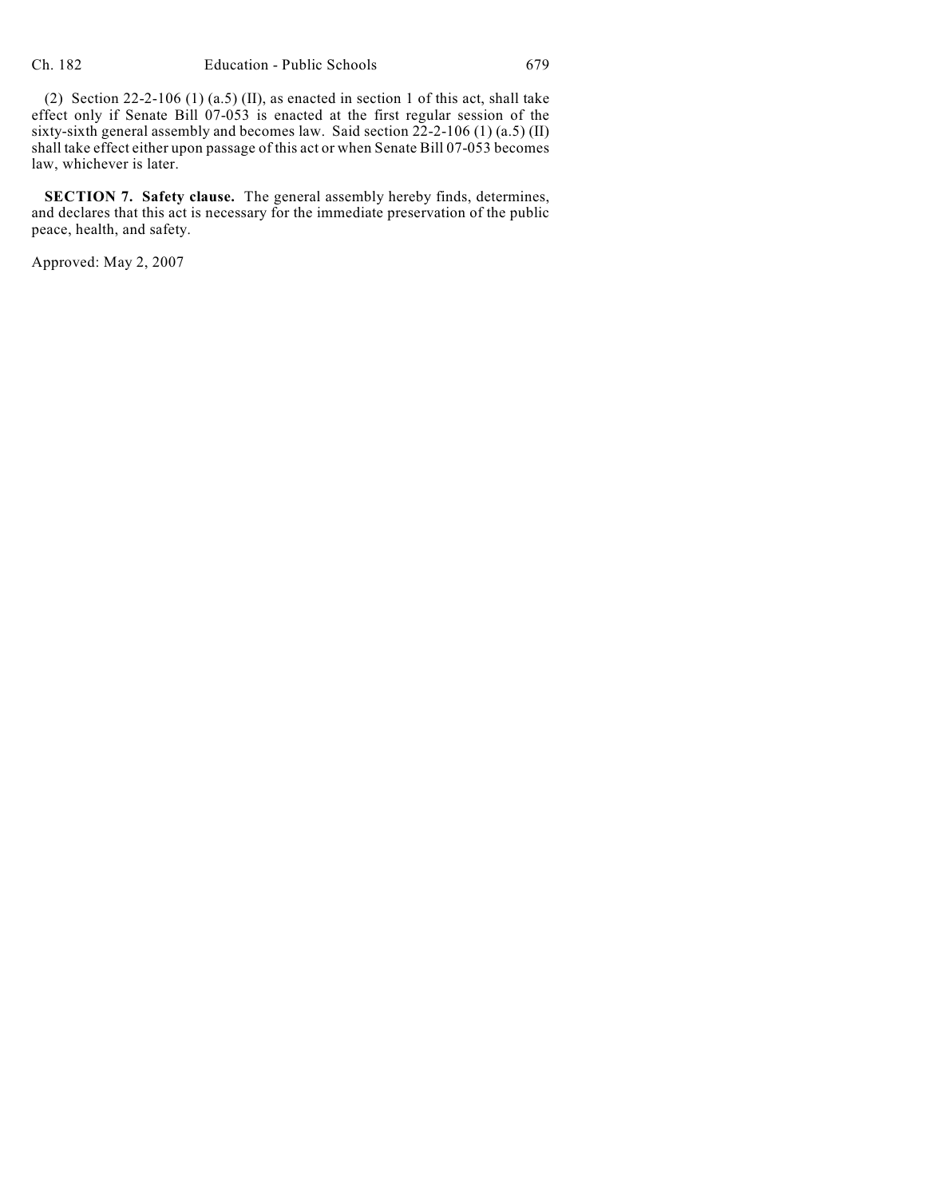(2) Section 22-2-106 (1) (a.5) (II), as enacted in section 1 of this act, shall take effect only if Senate Bill 07-053 is enacted at the first regular session of the sixty-sixth general assembly and becomes law. Said section 22-2-106 (1) (a.5) (II) shall take effect either upon passage of this act or when Senate Bill 07-053 becomes law, whichever is later.

**SECTION 7. Safety clause.** The general assembly hereby finds, determines, and declares that this act is necessary for the immediate preservation of the public peace, health, and safety.

Approved: May 2, 2007